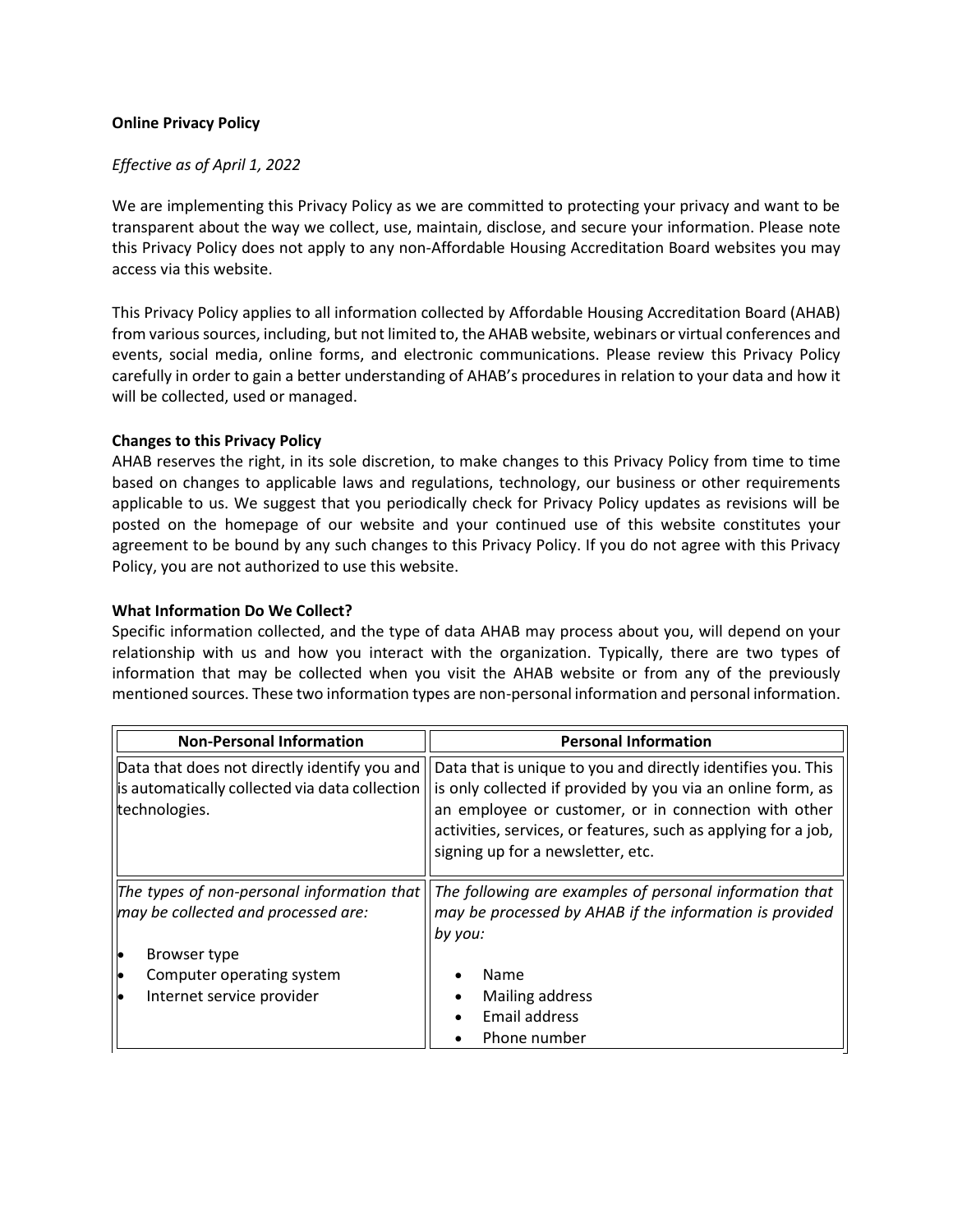**Online Privacy Policy**

*Effective as of April 1, 2022*

We are implementing this Privacy Policy as we are committed to protecting your privacy and want to be transparent about the way we collect, use, maintain, disclose, and secure your information. Please note this Privacy Policy does not apply to any non-Affordable Housing Accreditation Board websites you may access via this website.

This Privacy Policy applies to all information collected by Affordable Housing Accreditation Board (AHAB) from various sources, including, but not limited to, the AHAB website, webinars or virtual conferences and events, social media, online forms, and electronic communications. Please review this Privacy Policy carefully in order to gain a better understanding of AHAB's procedures in relation to your data and how it will be collected, used or managed.

**Changes to this Privacy Policy**

AHAB reserves the right, in its sole discretion, to make changes to this Privacy Policy from time to time based on changes to applicable laws and regulations, technology, our business or other requirements applicable to us. We suggest that you periodically check for Privacy Policy updates as revisions will be posted on the homepage of our website and your continued use of this website constitutes your agreement to be bound by any such changes to this Privacy Policy. If you do not agree with this Privacy Policy, you are not authorized to use this website.

**What Information Do We Collect?**

Specific information collected, and the type of data AHAB may process about you, will depend on your relationship with us and how you interact with the organization. Typically, there are two types of information that may be collected when you visit the AHAB website or from any of the previously mentioned sources. These two information types are non-personal information and personal information.

| Non-Personal Information | Personal Information |
|---|---|
| Data that does not directly identify you and is automatically collected via data collection technologies. | Data that is unique to you and directly identifies you. This is only collected if provided by you via an online form, as an employee or customer, or in connection with other activities, services, or features, such as applying for a job, signing up for a newsletter, etc. |
| *The types of non-personal information that may be collected and processed are:*<br>• Browser type<br>• Computer operating system<br>• Internet service provider | *The following are examples of personal information that may be processed by AHAB if the information is provided by you:*<br>• Name<br>• Mailing address<br>• Email address<br>• Phone number |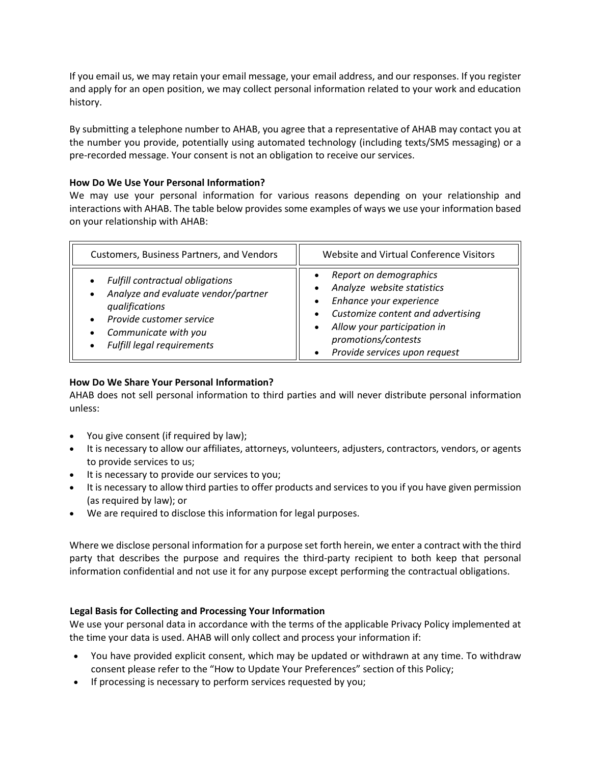If you email us, we may retain your email message, your email address, and our responses. If you register and apply for an open position, we may collect personal information related to your work and education history.

By submitting a telephone number to AHAB, you agree that a representative of AHAB may contact you at the number you provide, potentially using automated technology (including texts/SMS messaging) or a pre-recorded message. Your consent is not an obligation to receive our services.

**How Do We Use Your Personal Information?**

We may use your personal information for various reasons depending on your relationship and interactions with AHAB. The table below provides some examples of ways we use your information based on your relationship with AHAB:

| Customers, Business Partners, and Vendors | Website and Virtual Conference Visitors |
| --- | --- |
| • *Fulfill contractual obligations*<br>• *Analyze and evaluate vendor/partner qualifications*<br>• *Provide customer service*<br>• *Communicate with you*<br>• *Fulfill legal requirements* | • *Report on demographics*<br>• *Analyze website statistics*<br>• *Enhance your experience*<br>• *Customize content and advertising*<br>• *Allow your participation in promotions/contests*<br>• *Provide services upon request* |

**How Do We Share Your Personal Information?**

AHAB does not sell personal information to third parties and will never distribute personal information unless:

- You give consent (if required by law);
- It is necessary to allow our affiliates, attorneys, volunteers, adjusters, contractors, vendors, or agents to provide services to us;
- It is necessary to provide our services to you;
- It is necessary to allow third parties to offer products and services to you if you have given permission (as required by law); or
- We are required to disclose this information for legal purposes.

Where we disclose personal information for a purpose set forth herein, we enter a contract with the third party that describes the purpose and requires the third-party recipient to both keep that personal information confidential and not use it for any purpose except performing the contractual obligations.

**Legal Basis for Collecting and Processing Your Information**

We use your personal data in accordance with the terms of the applicable Privacy Policy implemented at the time your data is used. AHAB will only collect and process your information if:

- You have provided explicit consent, which may be updated or withdrawn at any time. To withdraw consent please refer to the "How to Update Your Preferences" section of this Policy;
- If processing is necessary to perform services requested by you;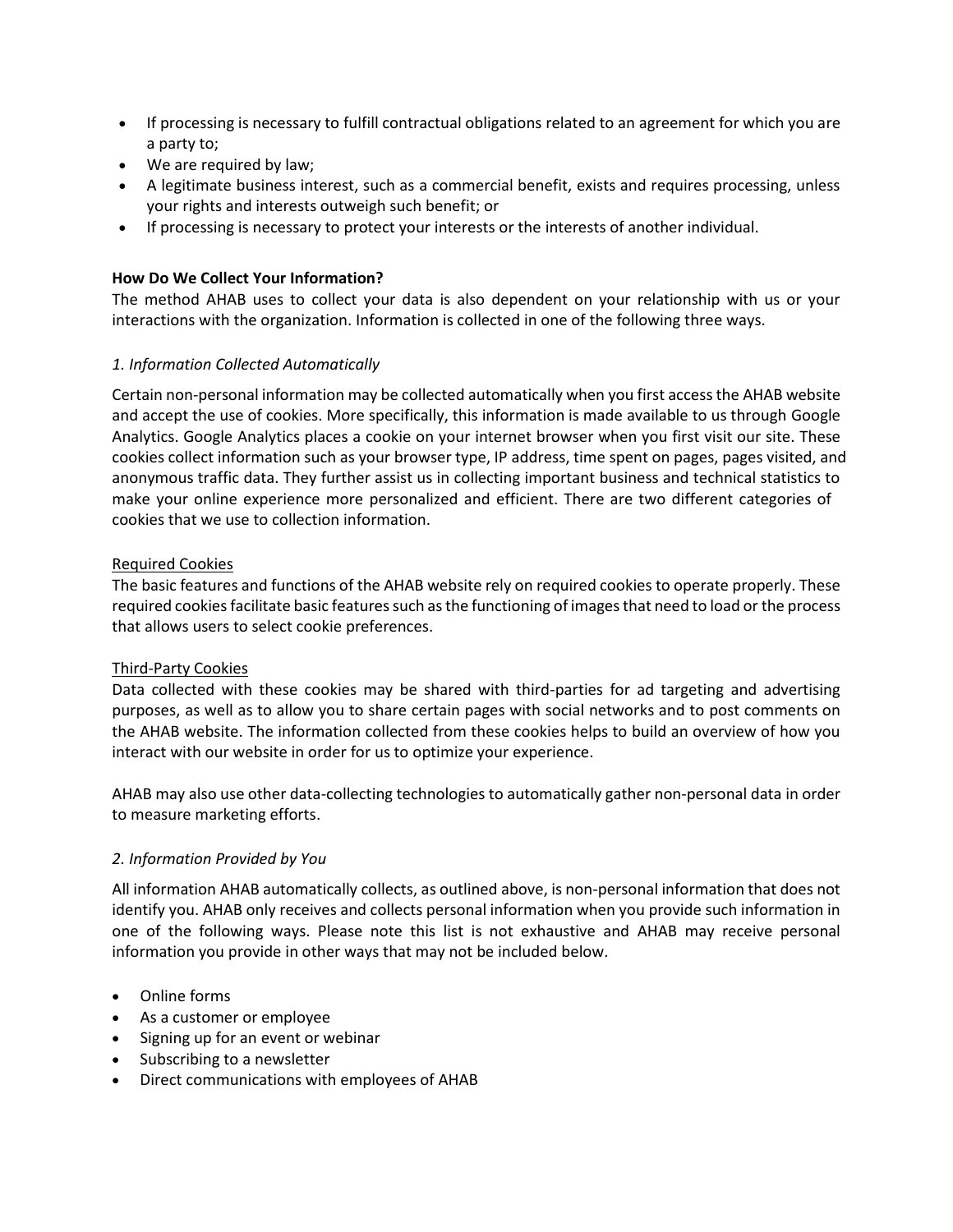- If processing is necessary to fulfill contractual obligations related to an agreement for which you are a party to;
- We are required by law;
- A legitimate business interest, such as a commercial benefit, exists and requires processing, unless your rights and interests outweigh such benefit; or
- If processing is necessary to protect your interests or the interests of another individual.

**How Do We Collect Your Information?**

The method AHAB uses to collect your data is also dependent on your relationship with us or your interactions with the organization. Information is collected in one of the following three ways.

*1. Information Collected Automatically*

Certain non-personal information may be collected automatically when you first access the AHAB website and accept the use of cookies. More specifically, this information is made available to us through Google Analytics. Google Analytics places a cookie on your internet browser when you first visit our site. These cookies collect information such as your browser type, IP address, time spent on pages, pages visited, and anonymous traffic data. They further assist us in collecting important business and technical statistics to make your online experience more personalized and efficient. There are two different categories of cookies that we use to collection information.

<u>Required Cookies</u>

The basic features and functions of the AHAB website rely on required cookies to operate properly. These required cookies facilitate basic features such as the functioning of images that need to load or the process that allows users to select cookie preferences.

<u>Third-Party Cookies</u>

Data collected with these cookies may be shared with third-parties for ad targeting and advertising purposes, as well as to allow you to share certain pages with social networks and to post comments on the AHAB website. The information collected from these cookies helps to build an overview of how you interact with our website in order for us to optimize your experience.

AHAB may also use other data-collecting technologies to automatically gather non-personal data in order to measure marketing efforts.

*2. Information Provided by You*

All information AHAB automatically collects, as outlined above, is non-personal information that does not identify you. AHAB only receives and collects personal information when you provide such information in one of the following ways. Please note this list is not exhaustive and AHAB may receive personal information you provide in other ways that may not be included below.

- Online forms
- As a customer or employee
- Signing up for an event or webinar
- Subscribing to a newsletter
- Direct communications with employees of AHAB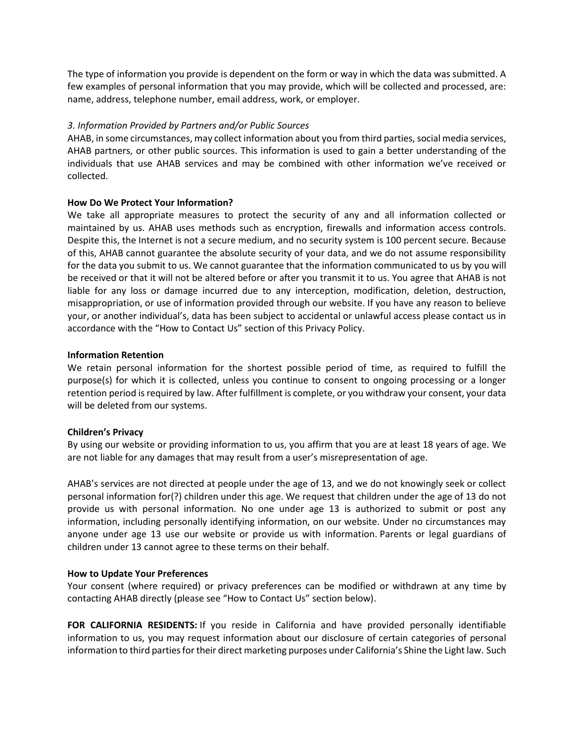The type of information you provide is dependent on the form or way in which the data was submitted. A few examples of personal information that you may provide, which will be collected and processed, are: name, address, telephone number, email address, work, or employer.

*3. Information Provided by Partners and/or Public Sources*

AHAB, in some circumstances, may collect information about you from third parties, social media services, AHAB partners, or other public sources. This information is used to gain a better understanding of the individuals that use AHAB services and may be combined with other information we've received or collected.

**How Do We Protect Your Information?**

We take all appropriate measures to protect the security of any and all information collected or maintained by us. AHAB uses methods such as encryption, firewalls and information access controls. Despite this, the Internet is not a secure medium, and no security system is 100 percent secure. Because of this, AHAB cannot guarantee the absolute security of your data, and we do not assume responsibility for the data you submit to us. We cannot guarantee that the information communicated to us by you will be received or that it will not be altered before or after you transmit it to us. You agree that AHAB is not liable for any loss or damage incurred due to any interception, modification, deletion, destruction, misappropriation, or use of information provided through our website. If you have any reason to believe your, or another individual's, data has been subject to accidental or unlawful access please contact us in accordance with the "How to Contact Us" section of this Privacy Policy.

**Information Retention**

We retain personal information for the shortest possible period of time, as required to fulfill the purpose(s) for which it is collected, unless you continue to consent to ongoing processing or a longer retention period is required by law. After fulfillment is complete, or you withdraw your consent, your data will be deleted from our systems.

**Children's Privacy**

By using our website or providing information to us, you affirm that you are at least 18 years of age. We are not liable for any damages that may result from a user's misrepresentation of age.

AHAB's services are not directed at people under the age of 13, and we do not knowingly seek or collect personal information for(?) children under this age. We request that children under the age of 13 do not provide us with personal information. No one under age 13 is authorized to submit or post any information, including personally identifying information, on our website. Under no circumstances may anyone under age 13 use our website or provide us with information. Parents or legal guardians of children under 13 cannot agree to these terms on their behalf.

**How to Update Your Preferences**

Your consent (where required) or privacy preferences can be modified or withdrawn at any time by contacting AHAB directly (please see "How to Contact Us" section below).

**FOR CALIFORNIA RESIDENTS:** If you reside in California and have provided personally identifiable information to us, you may request information about our disclosure of certain categories of personal information to third parties for their direct marketing purposes under California's Shine the Light law. Such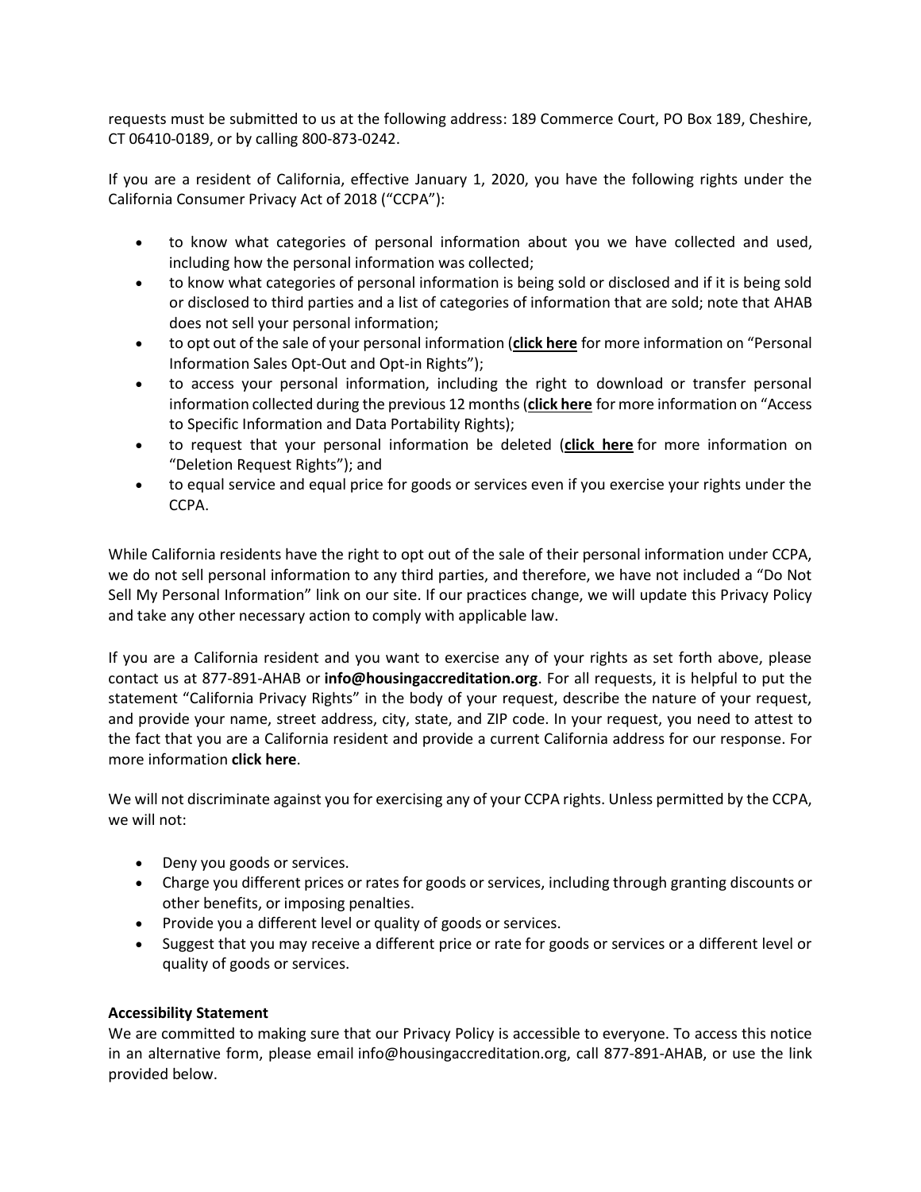requests must be submitted to us at the following address: 189 Commerce Court, PO Box 189, Cheshire, CT 06410-0189, or by calling 800-873-0242.

If you are a resident of California, effective January 1, 2020, you have the following rights under the California Consumer Privacy Act of 2018 ("CCPA"):

- to know what categories of personal information about you we have collected and used, including how the personal information was collected;
- to know what categories of personal information is being sold or disclosed and if it is being sold or disclosed to third parties and a list of categories of information that are sold; note that AHAB does not sell your personal information;
- to opt out of the sale of your personal information (**click here** for more information on "Personal Information Sales Opt-Out and Opt-in Rights");
- to access your personal information, including the right to download or transfer personal information collected during the previous 12 months (**click here** for more information on "Access to Specific Information and Data Portability Rights);
- to request that your personal information be deleted (**click here** for more information on "Deletion Request Rights"); and
- to equal service and equal price for goods or services even if you exercise your rights under the CCPA.

While California residents have the right to opt out of the sale of their personal information under CCPA, we do not sell personal information to any third parties, and therefore, we have not included a "Do Not Sell My Personal Information" link on our site. If our practices change, we will update this Privacy Policy and take any other necessary action to comply with applicable law.

If you are a California resident and you want to exercise any of your rights as set forth above, please contact us at 877-891-AHAB or **info@housingaccreditation.org**. For all requests, it is helpful to put the statement "California Privacy Rights" in the body of your request, describe the nature of your request, and provide your name, street address, city, state, and ZIP code. In your request, you need to attest to the fact that you are a California resident and provide a current California address for our response. For more information **click here**.

We will not discriminate against you for exercising any of your CCPA rights. Unless permitted by the CCPA, we will not:

- Deny you goods or services.
- Charge you different prices or rates for goods or services, including through granting discounts or other benefits, or imposing penalties.
- Provide you a different level or quality of goods or services.
- Suggest that you may receive a different price or rate for goods or services or a different level or quality of goods or services.

**Accessibility Statement**

We are committed to making sure that our Privacy Policy is accessible to everyone. To access this notice in an alternative form, please email info@housingaccreditation.org, call 877-891-AHAB, or use the link provided below.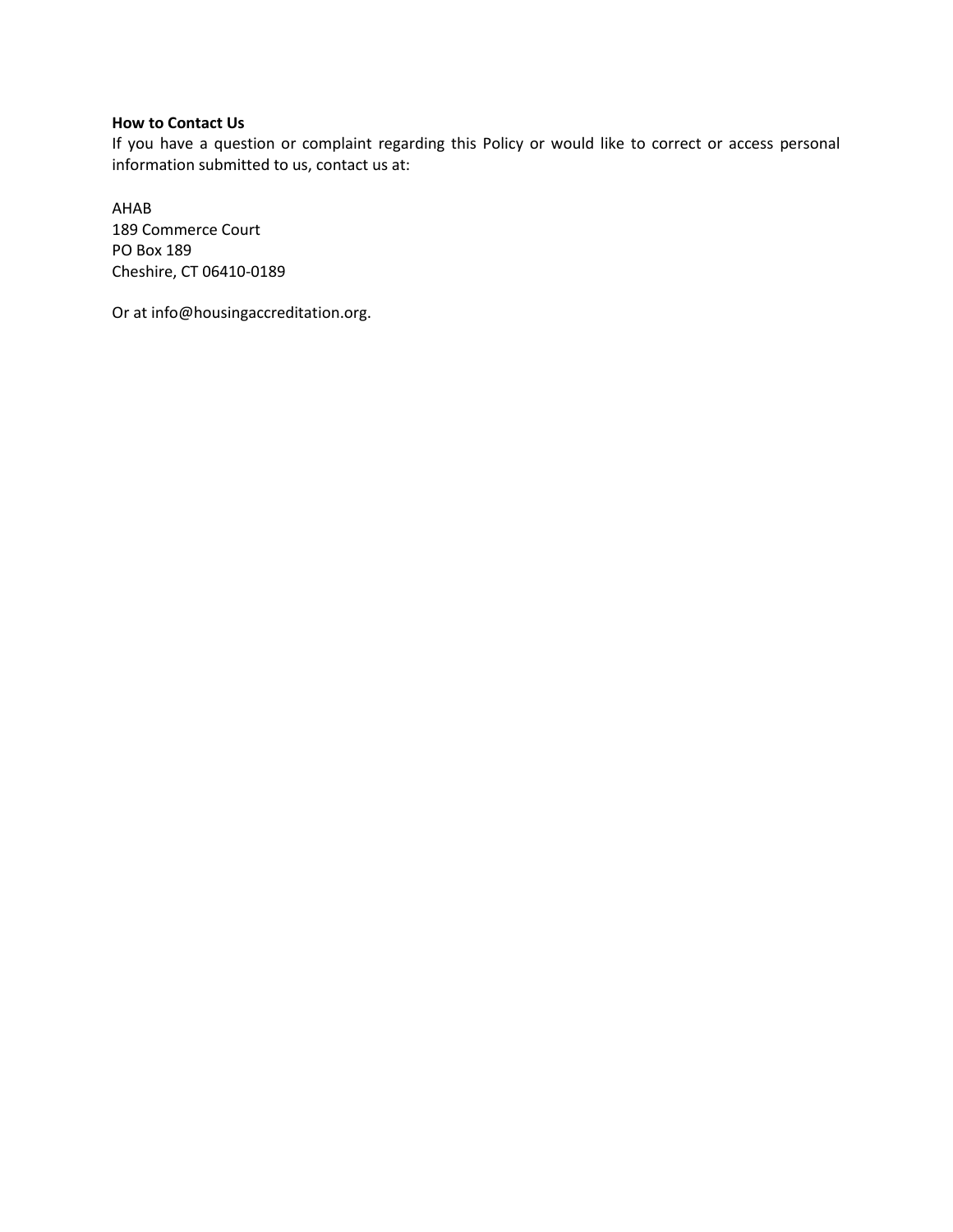**How to Contact Us**
If you have a question or complaint regarding this Policy or would like to correct or access personal information submitted to us, contact us at:

AHAB
189 Commerce Court
PO Box 189
Cheshire, CT 06410-0189

Or at info@housingaccreditation.org.